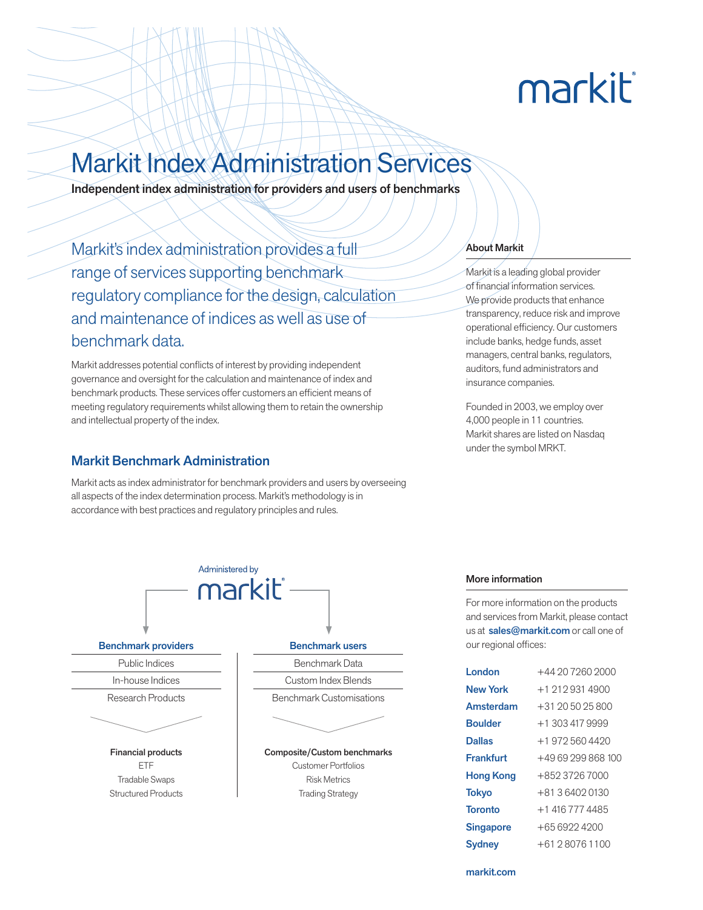# Markit Index Administration Services

**Independent index administration for providers and users of benchmarks**

## Markit's index administration provides a full range of services supporting benchmark regulatory compliance for the design, calculation and maintenance of indices as well as use of benchmark data.

Markit addresses potential conflicts of interest by providing independent governance and oversight for the calculation and maintenance of index and benchmark products. These services offer customers an efficient means of meeting regulatory requirements whilst allowing them to retain the ownership and intellectual property of the index.

## Markit Benchmark Administration

Markit acts as index administrator for benchmark providers and users by overseeing all aspects of the index determination process. Markit's methodology is in accordance with best practices and regulatory principles and rules.

Administered by markit

**Benchmark providers**

- Public Indices
- In-house Indices
- Research Products

**Financial products**

- ETF
- Tradable Swaps
- Structured Products

**Benchmark users**

- Benchmark Data
- Custom Index Blends
- Benchmark Customisations

**Composite/Custom benchmarks**

- Customer Portfolios
- Risk Metrics
- Trading Strategy

### About Markit

Markit is a leading global provider of financial information services. We provide products that enhance transparency, reduce risk and improve operational efficiency. Our customers include banks, hedge funds, asset managers, central banks, regulators, auditors, fund administrators and insurance companies.

Founded in 2003, we employ over 4,000 people in 11 countries. Markit shares are listed on Nasdaq under the symbol MRKT.

### More information

For more information on the products and services from Markit, please contact us at **sales@markit.com** or call one of our regional offices:

| Office | Phone |
|---|---|
| **London** | +44 20 7260 2000 |
| **New York** | +1 212 931 4900 |
| **Amsterdam** | +31 20 50 25 800 |
| **Boulder** | +1 303 417 9999 |
| **Dallas** | +1 972 560 4420 |
| **Frankfurt** | +49 69 299 868 100 |
| **Hong Kong** | +852 3726 7000 |
| **Tokyo** | +81 3 6402 0130 |
| **Toronto** | +1 416 777 4485 |
| **Singapore** | +65 6922 4200 |
| **Sydney** | +61 2 8076 1100 |

**markit.com**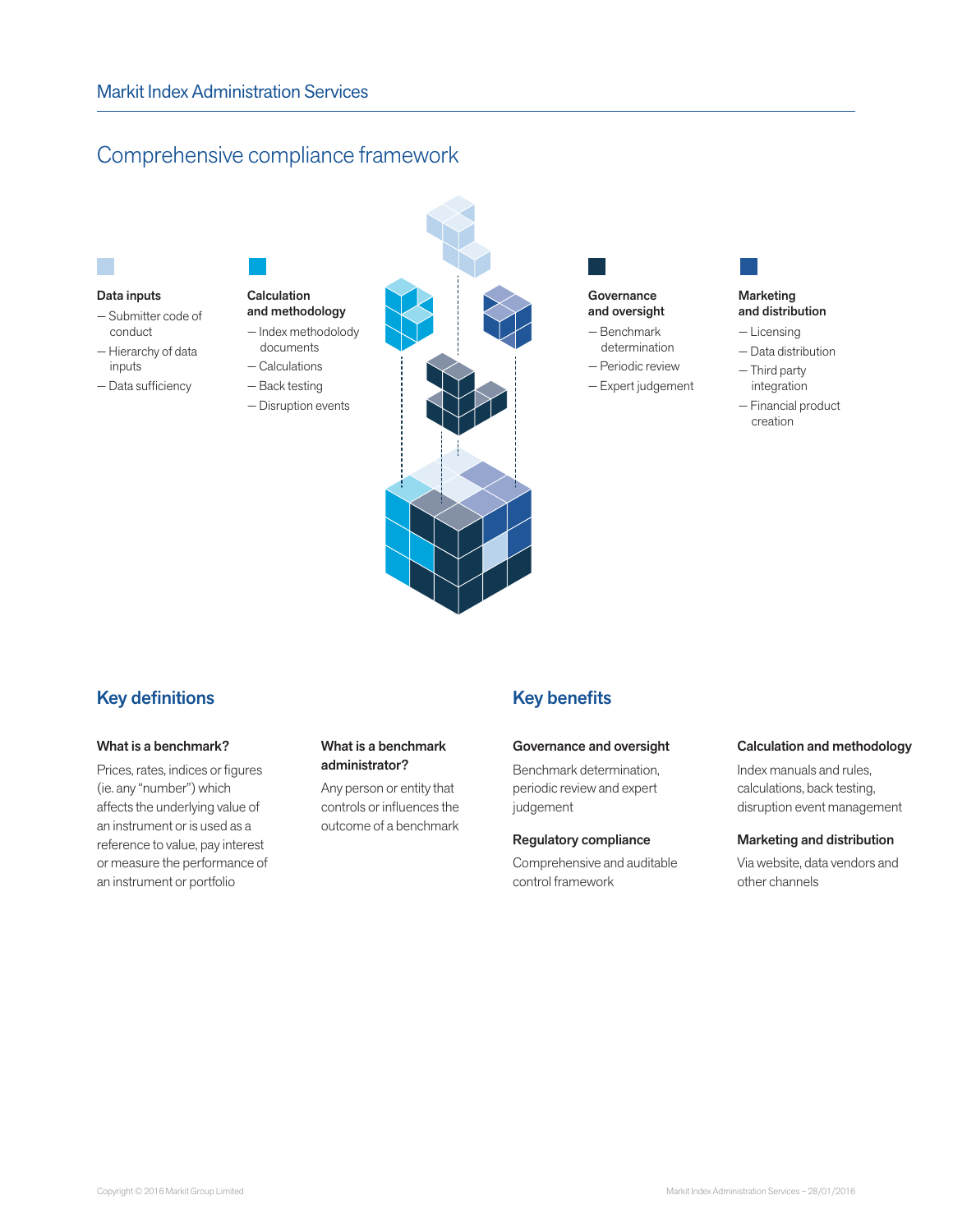Markit Index Administration Services

# Comprehensive compliance framework

**Data inputs**
- Submitter code of conduct
- Hierarchy of data inputs
- Data sufficiency

**Calculation and methodology**
- Index methodolody documents
- Calculations
- Back testing
- Disruption events

**Governance and oversight**
- Benchmark determination
- Periodic review
- Expert judgement

**Marketing and distribution**
- Licensing
- Data distribution
- Third party integration
- Financial product creation

## Key definitions

**What is a benchmark?**

Prices, rates, indices or figures (ie. any "number") which affects the underlying value of an instrument or is used as a reference to value, pay interest or measure the performance of an instrument or portfolio

**What is a benchmark administrator?**

Any person or entity that controls or influences the outcome of a benchmark

## Key benefits

**Governance and oversight**

Benchmark determination, periodic review and expert judgement

**Regulatory compliance**

Comprehensive and auditable control framework

**Calculation and methodology**

Index manuals and rules, calculations, back testing, disruption event management

**Marketing and distribution**

Via website, data vendors and other channels

Copyright © 2016 Markit Group Limited

Markit Index Administration Services – 28/01/2016